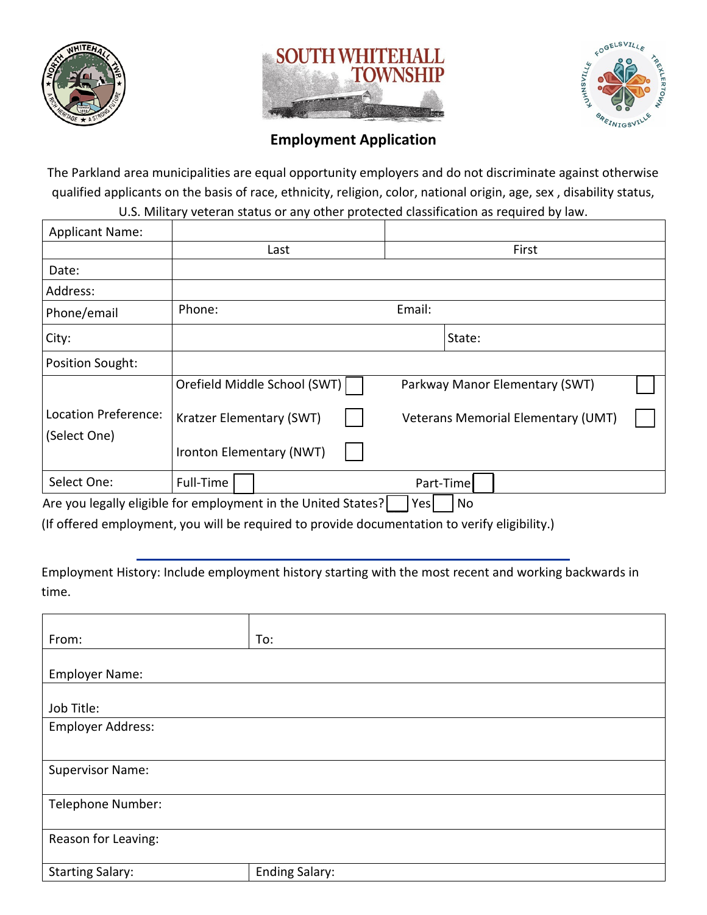SOUTH WHITEHALL TOWNSHIP

# Employment Application

The Parkland area municipalities are equal opportunity employers and do not discriminate against otherwise qualified applicants on the basis of race, ethnicity, religion, color, national origin, age, sex , disability status, U.S. Military veteran status or any other protected classification as required by law.

| Applicant Name: | | |
|---|---|---|
| | Last | First |
| Date: | | |
| Address: | | |
| Phone/email | Phone: | Email: |
| City: | | State: |
| Position Sought: | | |
| Location Preference: (Select One) | Orefield Middle School (SWT) ☐<br>Kratzer Elementary (SWT) ☐<br>Ironton Elementary (NWT) ☐ | Parkway Manor Elementary (SWT) ☐<br>Veterans Memorial Elementary (UMT) ☐ |
| Select One: | Full-Time ☐ | Part-Time ☐ |

Are you legally eligible for employment in the United States? ☐ Yes ☐ No

(If offered employment, you will be required to provide documentation to verify eligibility.)

---

Employment History: Include employment history starting with the most recent and working backwards in time.

| From: | To: |
|---|---|
| Employer Name: | |
| Job Title: | |
| Employer Address: | |
| Supervisor Name: | |
| Telephone Number: | |
| Reason for Leaving: | |
| Starting Salary: | Ending Salary: |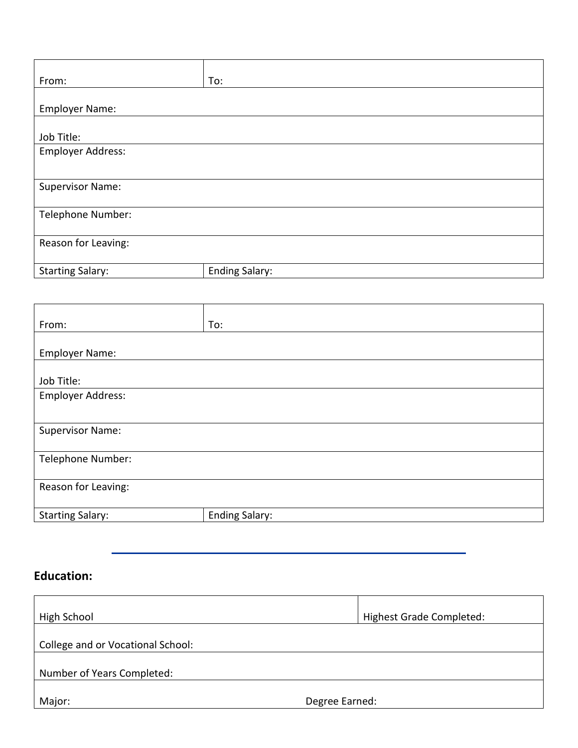| From: | To: |
|---|---|
| Employer Name: | |
| Job Title: | |
| Employer Address: | |
| Supervisor Name: | |
| Telephone Number: | |
| Reason for Leaving: | |
| Starting Salary: | Ending Salary: |

| From: | To: |
|---|---|
| Employer Name: | |
| Job Title: | |
| Employer Address: | |
| Supervisor Name: | |
| Telephone Number: | |
| Reason for Leaving: | |
| Starting Salary: | Ending Salary: |

---

**Education:**

| High School | Highest Grade Completed: |
|---|---|
| College and or Vocational School: | |
| Number of Years Completed: | |
| Major: | Degree Earned: |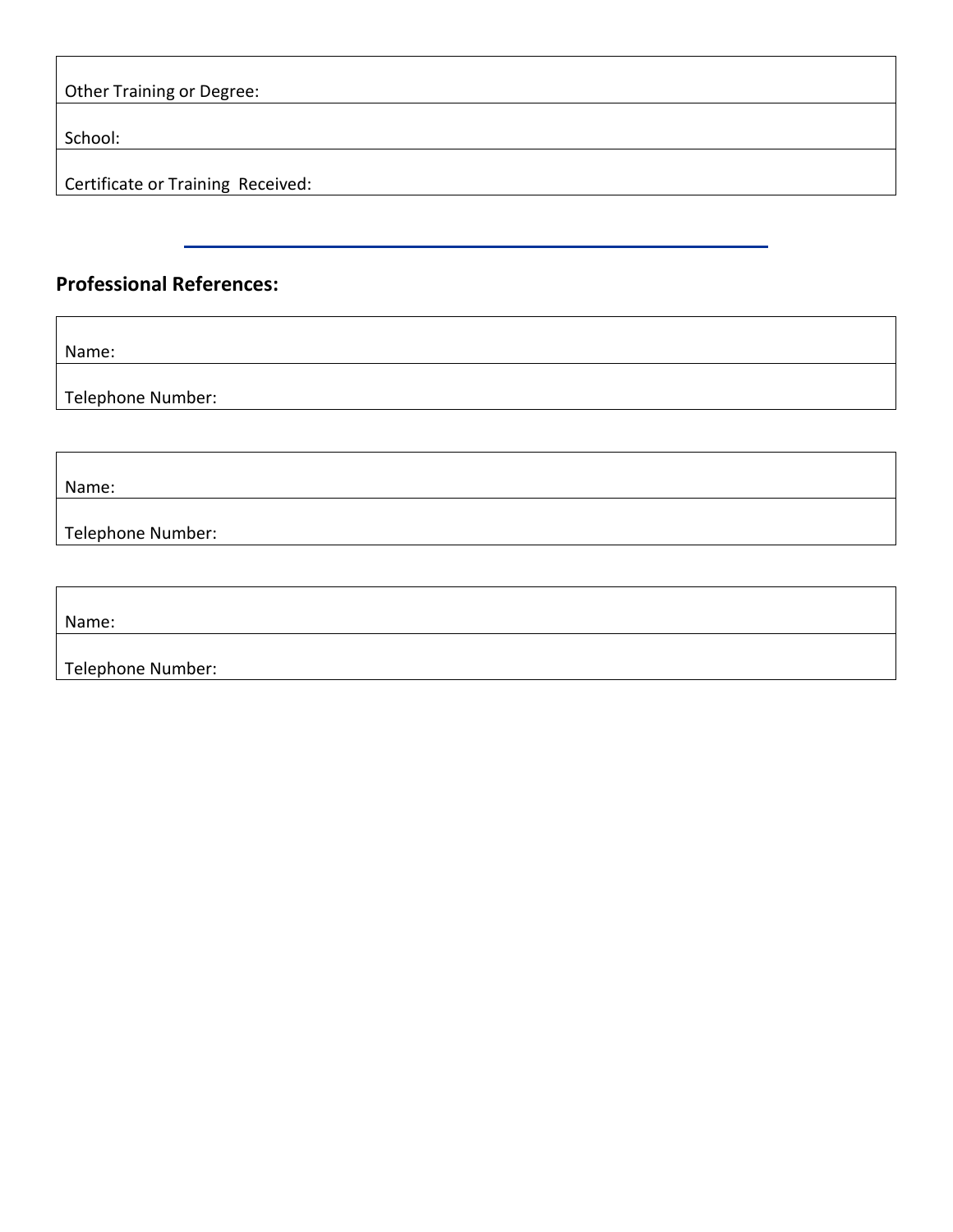| Other Training or Degree: |
| --- |
| School: |
| Certificate or Training Received: |

---

**Professional References:**

| Name: |
| --- |
| Telephone Number: |

| Name: |
| --- |
| Telephone Number: |

| Name: |
| --- |
| Telephone Number: |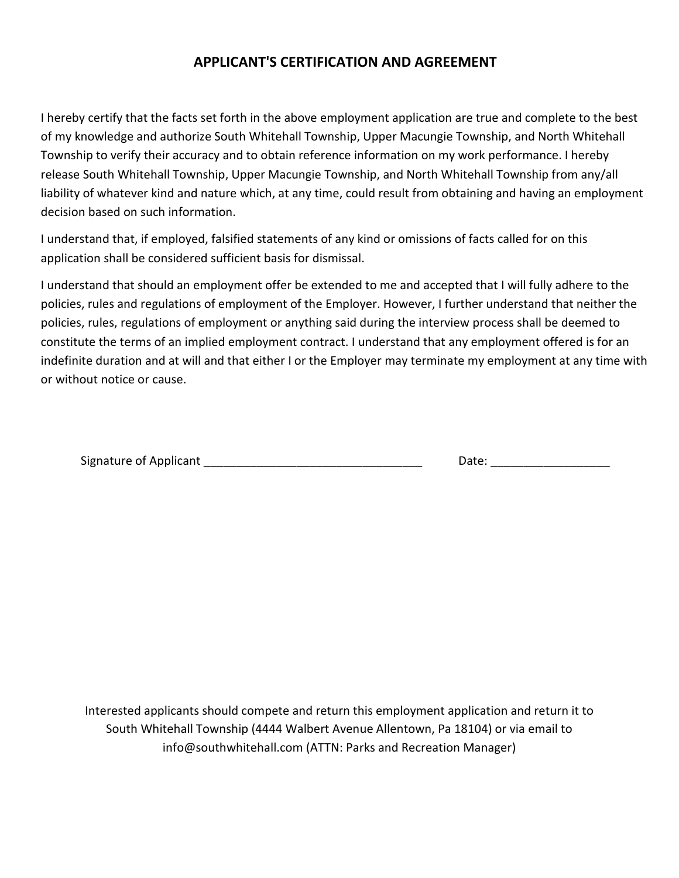## APPLICANT'S CERTIFICATION AND AGREEMENT

I hereby certify that the facts set forth in the above employment application are true and complete to the best of my knowledge and authorize South Whitehall Township, Upper Macungie Township, and North Whitehall Township to verify their accuracy and to obtain reference information on my work performance. I hereby release South Whitehall Township, Upper Macungie Township, and North Whitehall Township from any/all liability of whatever kind and nature which, at any time, could result from obtaining and having an employment decision based on such information.

I understand that, if employed, falsified statements of any kind or omissions of facts called for on this application shall be considered sufficient basis for dismissal.

I understand that should an employment offer be extended to me and accepted that I will fully adhere to the policies, rules and regulations of employment of the Employer. However, I further understand that neither the policies, rules, regulations of employment or anything said during the interview process shall be deemed to constitute the terms of an implied employment contract. I understand that any employment offered is for an indefinite duration and at will and that either I or the Employer may terminate my employment at any time with or without notice or cause.

Signature of Applicant _________________________________ Date: __________________

Interested applicants should compete and return this employment application and return it to South Whitehall Township (4444 Walbert Avenue Allentown, Pa 18104) or via email to info@southwhitehall.com (ATTN: Parks and Recreation Manager)